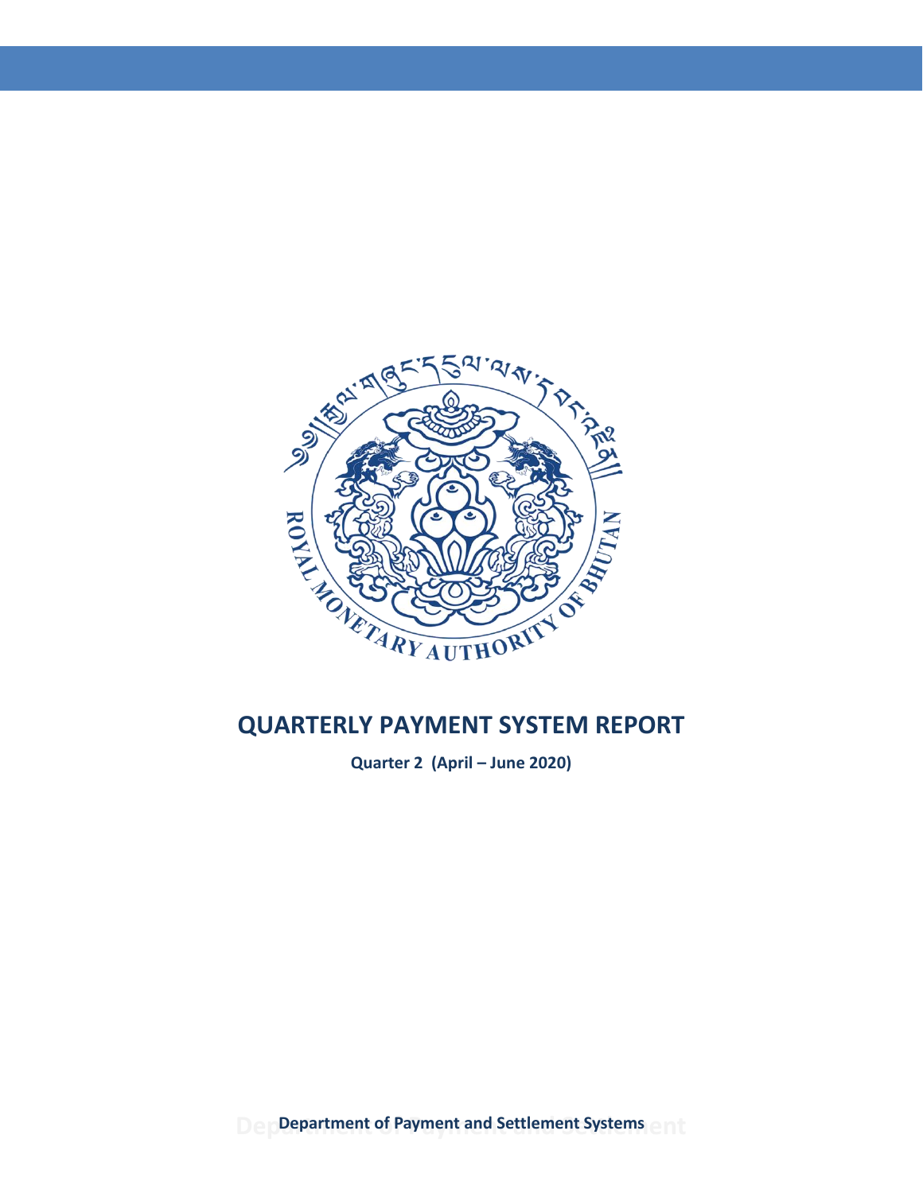# QUARTERLY PAYMENT SYSTEM REPORT

**Quarter 2 (April – June 2020)**

**Department of Payment and Settlement Systems**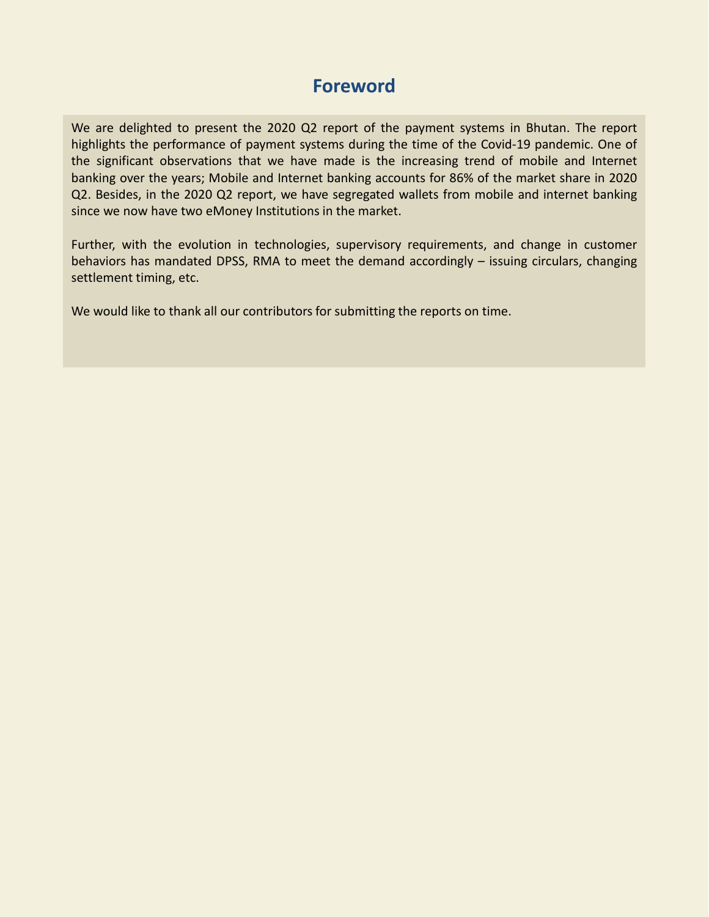# Foreword

We are delighted to present the 2020 Q2 report of the payment systems in Bhutan. The report highlights the performance of payment systems during the time of the Covid-19 pandemic. One of the significant observations that we have made is the increasing trend of mobile and Internet banking over the years; Mobile and Internet banking accounts for 86% of the market share in 2020 Q2. Besides, in the 2020 Q2 report, we have segregated wallets from mobile and internet banking since we now have two eMoney Institutions in the market.

Further, with the evolution in technologies, supervisory requirements, and change in customer behaviors has mandated DPSS, RMA to meet the demand accordingly – issuing circulars, changing settlement timing, etc.

We would like to thank all our contributors for submitting the reports on time.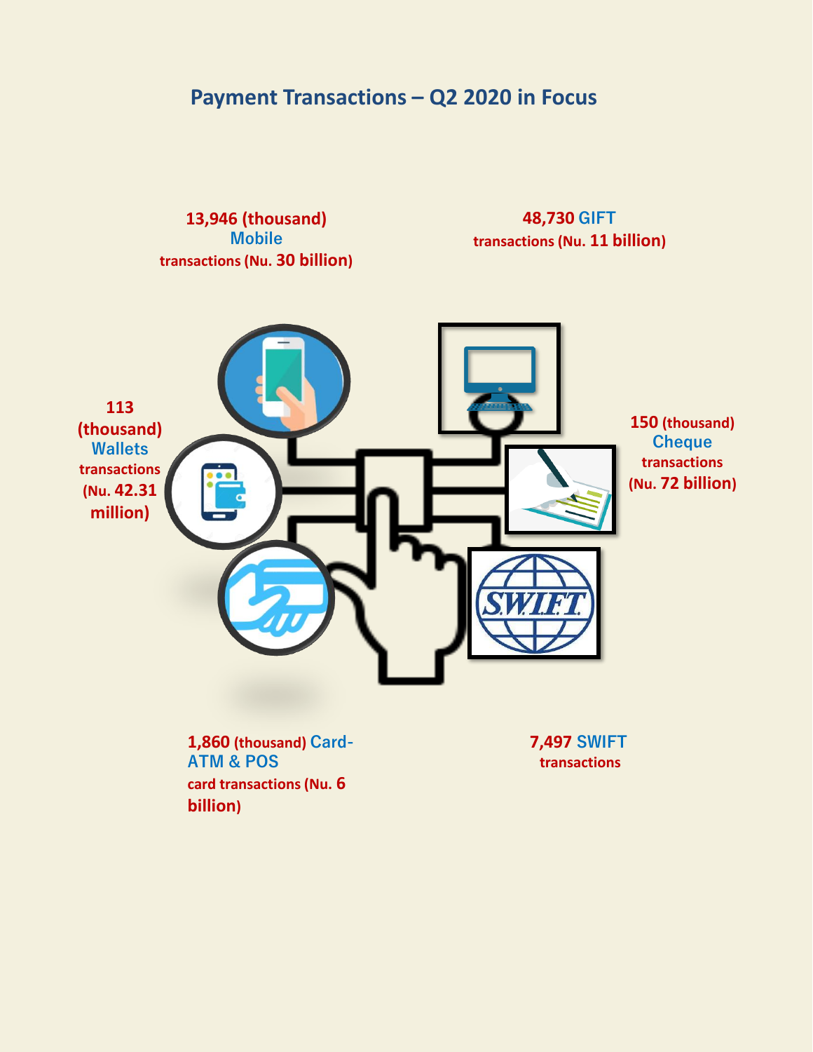# Payment Transactions – Q2 2020 in Focus

**13,946 (thousand)** Mobile transactions (Nu. **30 billion**)

**48,730** GIFT transactions (Nu. **11 billion**)

**113 (thousand)** Wallets transactions (Nu. **42.31 million**)

**150 (thousand)** Cheque transactions (Nu. **72 billion**)

**1,860 (thousand)** Card-ATM & POS card transactions (Nu. **6 billion**)

**7,497** SWIFT transactions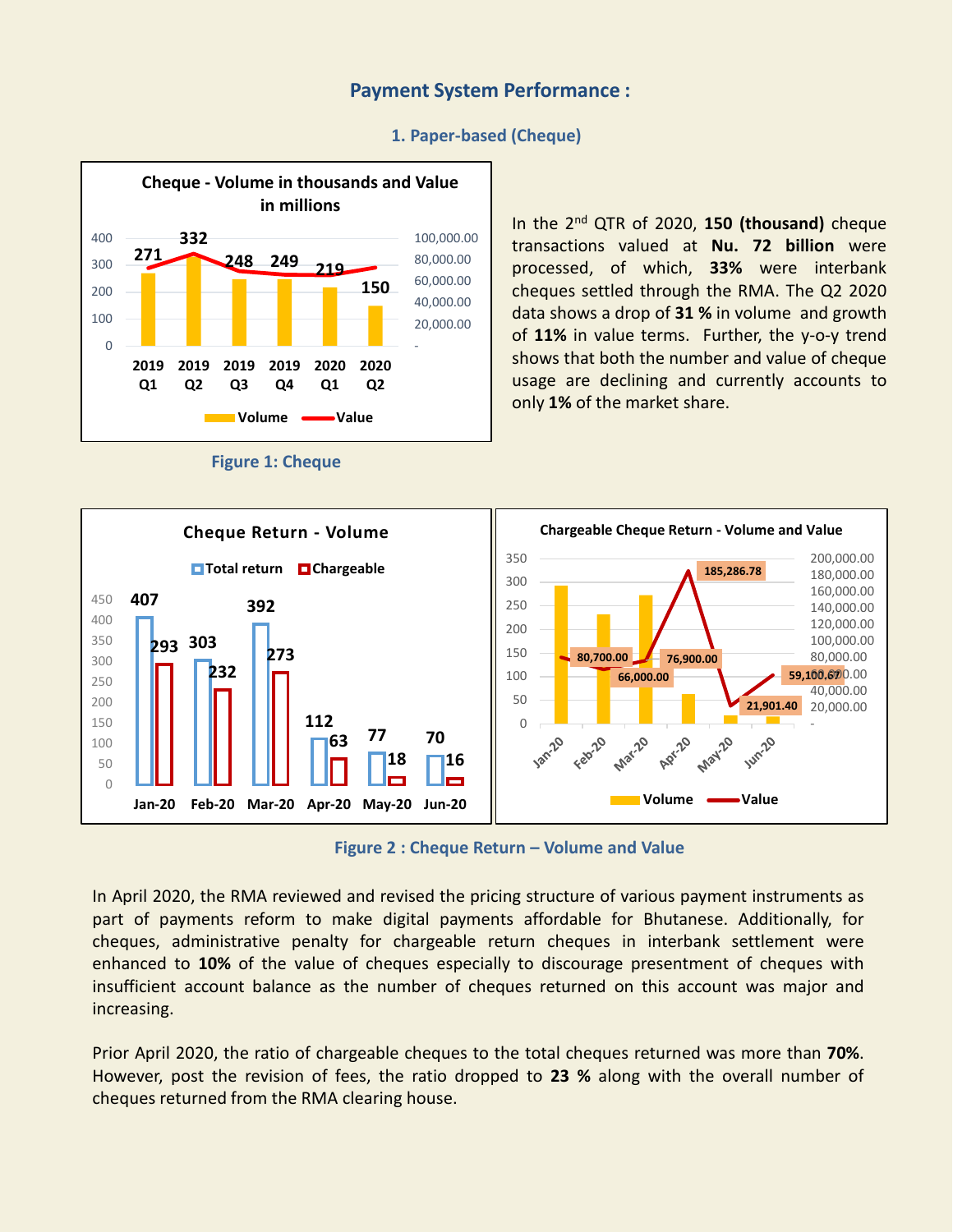## Payment System Performance :

### 1. Paper-based (Cheque)

In the 2nd QTR of 2020, **150 (thousand)** cheque transactions valued at **Nu. 72 billion** were processed, of which, **33%** were interbank cheques settled through the RMA. The Q2 2020 data shows a drop of **31 %** in volume and growth of **11%** in value terms. Further, the y-o-y trend shows that both the number and value of cheque usage are declining and currently accounts to only **1%** of the market share.

**Figure 1: Cheque**

**Figure 2 : Cheque Return – Volume and Value**

In April 2020, the RMA reviewed and revised the pricing structure of various payment instruments as part of payments reform to make digital payments affordable for Bhutanese. Additionally, for cheques, administrative penalty for chargeable return cheques in interbank settlement were enhanced to **10%** of the value of cheques especially to discourage presentment of cheques with insufficient account balance as the number of cheques returned on this account was major and increasing.

Prior April 2020, the ratio of chargeable cheques to the total cheques returned was more than **70%**. However, post the revision of fees, the ratio dropped to **23 %** along with the overall number of cheques returned from the RMA clearing house.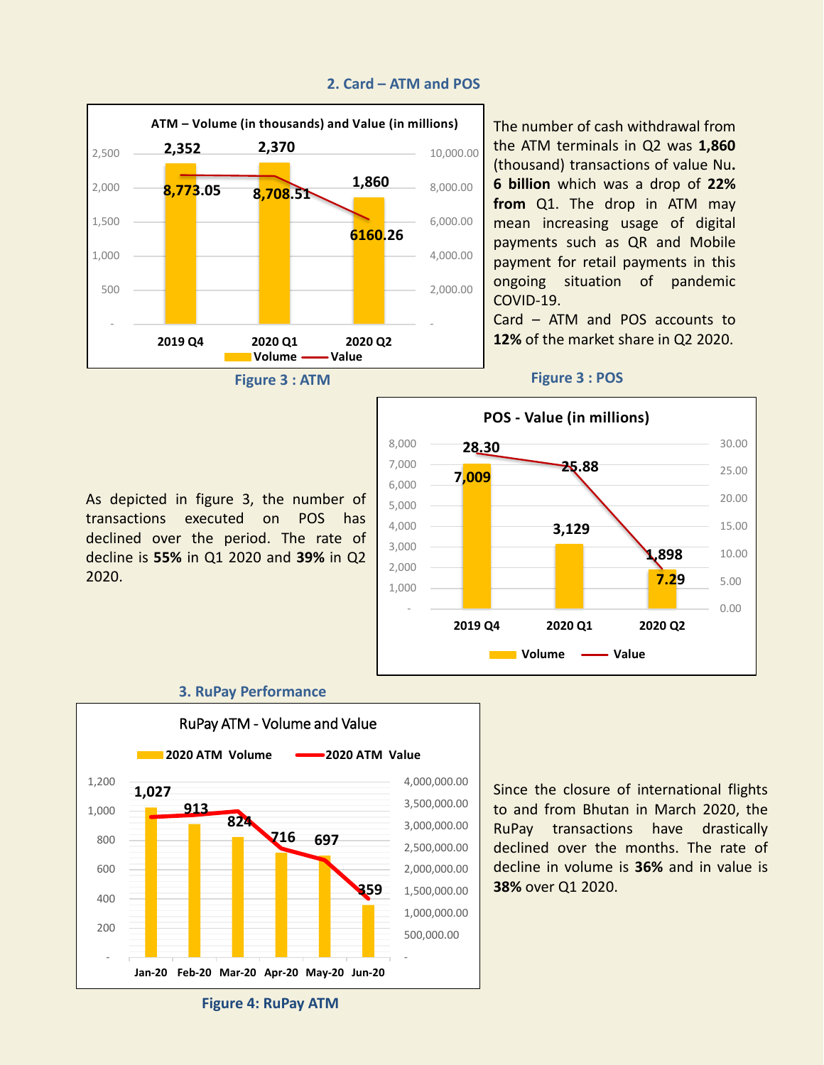## 2. Card – ATM and POS

ATM – Volume (in thousands) and Value (in millions)

| | 2019 Q4 | 2020 Q1 | 2020 Q2 |
|---|---|---|---|
| Volume | 2,352 | 2,370 | 1,860 |
| Value | 8,773.05 | 8,708.51 | 6160.26 |

Figure 3 : ATM

The number of cash withdrawal from the ATM terminals in Q2 was **1,860** (thousand) transactions of value Nu. **6 billion** which was a drop of **22% from** Q1. The drop in ATM may mean increasing usage of digital payments such as QR and Mobile payment for retail payments in this ongoing situation of pandemic COVID-19.

Card – ATM and POS accounts to **12%** of the market share in Q2 2020.

Figure 3 : POS

POS - Value (in millions)

| | 2019 Q4 | 2020 Q1 | 2020 Q2 |
|---|---|---|---|
| Volume | 7,009 | 3,129 | 1,898 |
| Value | 28.30 | 25.88 | 7.29 |

As depicted in figure 3, the number of transactions executed on POS has declined over the period. The rate of decline is **55%** in Q1 2020 and **39%** in Q2 2020.

## 3. RuPay Performance

RuPay ATM - Volume and Value

| | Jan-20 | Feb-20 | Mar-20 | Apr-20 | May-20 | Jun-20 |
|---|---|---|---|---|---|---|
| 2020 ATM Volume | 1,027 | 913 | 824 | 716 | 697 | 359 |

Figure 4: RuPay ATM

Since the closure of international flights to and from Bhutan in March 2020, the RuPay transactions have drastically declined over the months. The rate of decline in volume is **36%** and in value is **38%** over Q1 2020.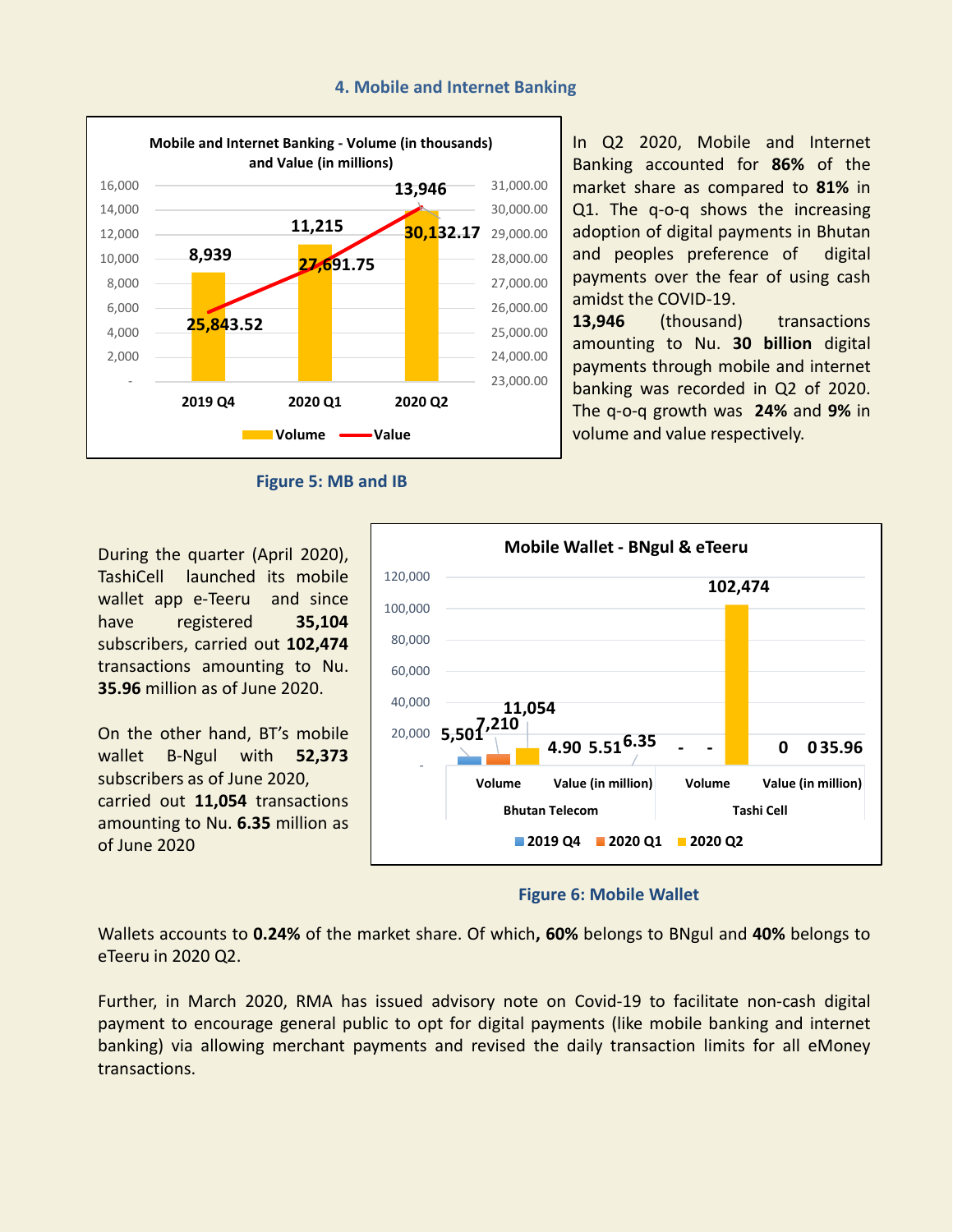## 4. Mobile and Internet Banking

**Mobile and Internet Banking - Volume (in thousands) and Value (in millions)**

| | 2019 Q4 | 2020 Q1 | 2020 Q2 |
|---|---|---|---|
| Volume | 8,939 | 11,215 | 13,946 |
| Value | 25,843.52 | 27,691.75 | 30,132.17 |

Figure 5: MB and IB

In Q2 2020, Mobile and Internet Banking accounted for **86%** of the market share as compared to **81%** in Q1. The q-o-q shows the increasing adoption of digital payments in Bhutan and peoples preference of digital payments over the fear of using cash amidst the COVID-19.
**13,946** (thousand) transactions amounting to Nu. **30 billion** digital payments through mobile and internet banking was recorded in Q2 of 2020. The q-o-q growth was **24%** and **9%** in volume and value respectively.

During the quarter (April 2020), TashiCell launched its mobile wallet app e-Teeru and since have registered **35,104** subscribers, carried out **102,474** transactions amounting to Nu. **35.96** million as of June 2020.

On the other hand, BT's mobile wallet B-Ngul with **52,373** subscribers as of June 2020, carried out **11,054** transactions amounting to Nu. **6.35** million as of June 2020

**Mobile Wallet - BNgul & eTeeru**

| | Bhutan Telecom | | Tashi Cell | |
|---|---|---|---|---|
| | Volume | Value (in million) | Volume | Value (in million) |
| 2019 Q4 | 5,501 | 4.90 | - | 0 |
| 2020 Q1 | 7,210 | 5.51 | - | 0 |
| 2020 Q2 | 11,054 | 6.35 | 102,474 | 35.96 |

Figure 6: Mobile Wallet

Wallets accounts to **0.24%** of the market share. Of which**, 60%** belongs to BNgul and **40%** belongs to eTeeru in 2020 Q2.

Further, in March 2020, RMA has issued advisory note on Covid-19 to facilitate non-cash digital payment to encourage general public to opt for digital payments (like mobile banking and internet banking) via allowing merchant payments and revised the daily transaction limits for all eMoney transactions.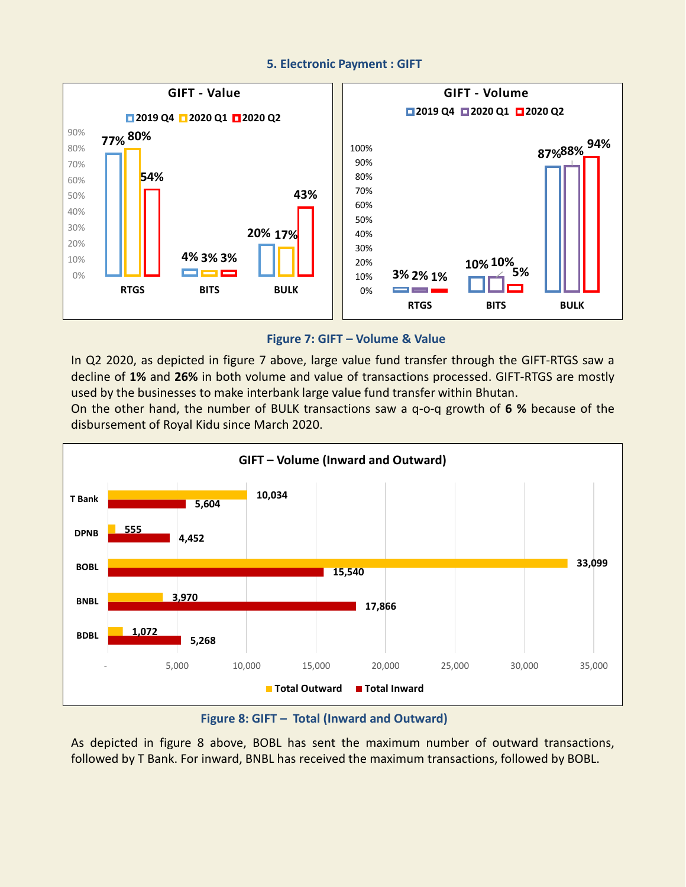## 5. Electronic Payment : GIFT

**GIFT - Value**

| | 2019 Q4 | 2020 Q1 | 2020 Q2 |
|---|---|---|---|
| RTGS | 77% | 80% | 54% |
| BITS | 4% | 3% | 3% |
| BULK | 20% | 17% | 43% |

**GIFT - Volume**

| | 2019 Q4 | 2020 Q1 | 2020 Q2 |
|---|---|---|---|
| RTGS | 3% | 2% | 1% |
| BITS | 10% | 10% | 5% |
| BULK | 87% | 88% | 94% |

**Figure 7: GIFT – Volume & Value**

In Q2 2020, as depicted in figure 7 above, large value fund transfer through the GIFT-RTGS saw a decline of **1%** and **26%** in both volume and value of transactions processed. GIFT-RTGS are mostly used by the businesses to make interbank large value fund transfer within Bhutan.
On the other hand, the number of BULK transactions saw a q-o-q growth of **6 %** because of the disbursement of Royal Kidu since March 2020.

**GIFT – Volume (Inward and Outward)**

| Bank | Total Outward | Total Inward |
|---|---|---|
| T Bank | 10,034 | 5,604 |
| DPNB | 555 | 4,452 |
| BOBL | 33,099 | 15,540 |
| BNBL | 3,970 | 17,866 |
| BDBL | 1,072 | 5,268 |

**Figure 8: GIFT – Total (Inward and Outward)**

As depicted in figure 8 above, BOBL has sent the maximum number of outward transactions, followed by T Bank. For inward, BNBL has received the maximum transactions, followed by BOBL.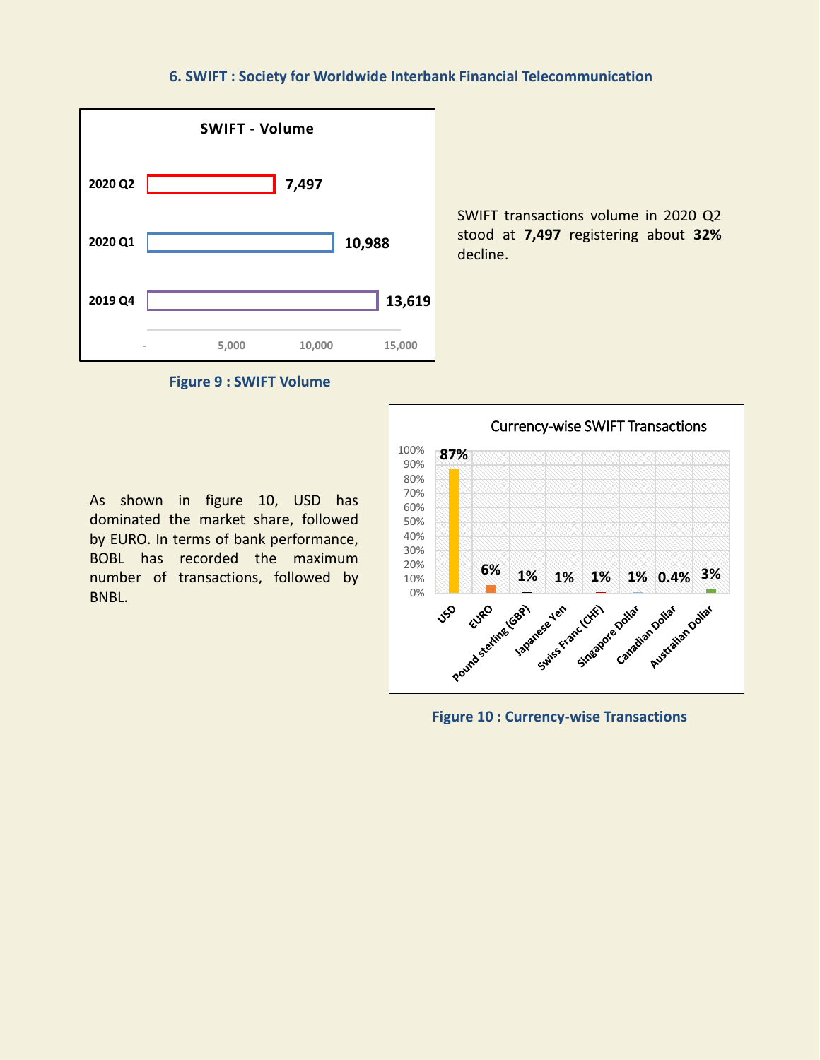## 6. SWIFT : Society for Worldwide Interbank Financial Telecommunication

**SWIFT - Volume**

| Period | Volume |
|---|---|
| 2020 Q2 | 7,497 |
| 2020 Q1 | 10,988 |
| 2019 Q4 | 13,619 |

Figure 9 : SWIFT Volume

SWIFT transactions volume in 2020 Q2 stood at **7,497** registering about **32%** decline.

As shown in figure 10, USD has dominated the market share, followed by EURO. In terms of bank performance, BOBL has recorded the maximum number of transactions, followed by BNBL.

**Currency-wise SWIFT Transactions**

| Currency | Share |
|---|---|
| USD | 87% |
| EURO | 6% |
| Pound sterling (GBP) | 1% |
| Japanese Yen | 1% |
| Swiss Franc (CHF) | 1% |
| Singapore Dollar | 1% |
| Canadian Dollar | 0.4% |
| Australian Dollar | 3% |

Figure 10 : Currency-wise Transactions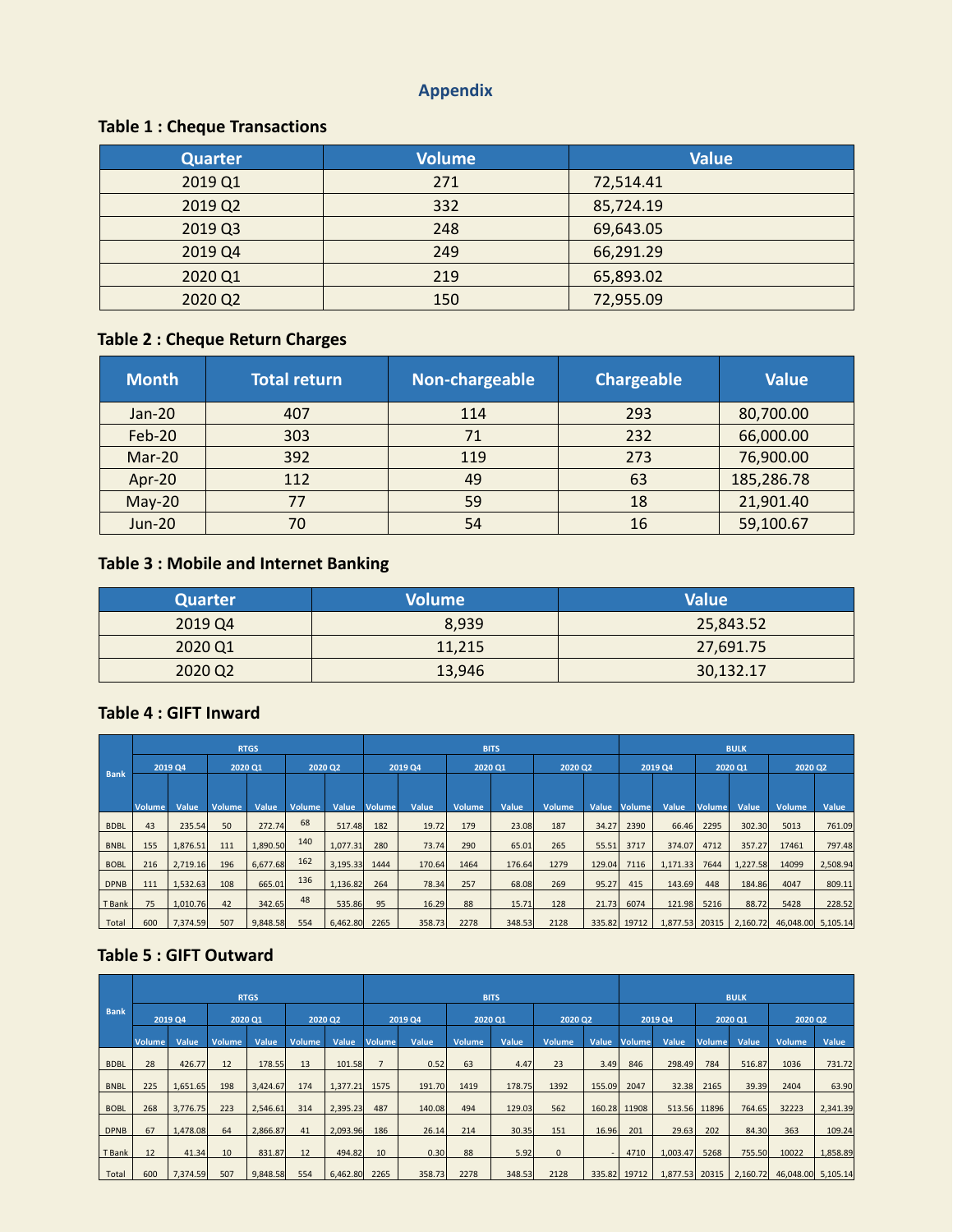## Appendix

### Table 1 : Cheque Transactions

| Quarter | Volume | Value |
|---|---|---|
| 2019 Q1 | 271 | 72,514.41 |
| 2019 Q2 | 332 | 85,724.19 |
| 2019 Q3 | 248 | 69,643.05 |
| 2019 Q4 | 249 | 66,291.29 |
| 2020 Q1 | 219 | 65,893.02 |
| 2020 Q2 | 150 | 72,955.09 |

### Table 2 : Cheque Return Charges

| Month | Total return | Non-chargeable | Chargeable | Value |
|---|---|---|---|---|
| Jan-20 | 407 | 114 | 293 | 80,700.00 |
| Feb-20 | 303 | 71 | 232 | 66,000.00 |
| Mar-20 | 392 | 119 | 273 | 76,900.00 |
| Apr-20 | 112 | 49 | 63 | 185,286.78 |
| May-20 | 77 | 59 | 18 | 21,901.40 |
| Jun-20 | 70 | 54 | 16 | 59,100.67 |

### Table 3 : Mobile and Internet Banking

| Quarter | Volume | Value |
|---|---|---|
| 2019 Q4 | 8,939 | 25,843.52 |
| 2020 Q1 | 11,215 | 27,691.75 |
| 2020 Q2 | 13,946 | 30,132.17 |

### Table 4 : GIFT Inward

| Bank | RTGS | | | | | | BITS | | | | | | BULK | | | | | |
|---|---|---|---|---|---|---|---|---|---|---|---|---|---|---|---|---|---|---|
| | 2019 Q4 | | 2020 Q1 | | 2020 Q2 | | 2019 Q4 | | 2020 Q1 | | 2020 Q2 | | 2019 Q4 | | 2020 Q1 | | 2020 Q2 | |
| | Volume | Value | Volume | Value | Volume | Value | Volume | Value | Volume | Value | Volume | Value | Volume | Value | Volume | Value | Volume | Value |
| BDBL | 43 | 235.54 | 50 | 272.74 | 68 | 517.48 | 182 | 19.72 | 179 | 23.08 | 187 | 34.27 | 2390 | 66.46 | 2295 | 302.30 | 5013 | 761.09 |
| BNBL | 155 | 1,876.51 | 111 | 1,890.50 | 140 | 1,077.31 | 280 | 73.74 | 290 | 65.01 | 265 | 55.51 | 3717 | 374.07 | 4712 | 357.27 | 17461 | 797.48 |
| BOBL | 216 | 2,719.16 | 196 | 6,677.68 | 162 | 3,195.33 | 1444 | 170.64 | 1464 | 176.64 | 1279 | 129.04 | 7116 | 1,171.33 | 7644 | 1,227.58 | 14099 | 2,508.94 |
| DPNB | 111 | 1,532.63 | 108 | 665.01 | 136 | 1,136.82 | 264 | 78.34 | 257 | 68.08 | 269 | 95.27 | 415 | 143.69 | 448 | 184.86 | 4047 | 809.11 |
| T Bank | 75 | 1,010.76 | 42 | 342.65 | 48 | 535.86 | 95 | 16.29 | 88 | 15.71 | 128 | 21.73 | 6074 | 121.98 | 5216 | 88.72 | 5428 | 228.52 |
| Total | 600 | 7,374.59 | 507 | 9,848.58 | 554 | 6,462.80 | 2265 | 358.73 | 2278 | 348.53 | 2128 | 335.82 | 19712 | 1,877.53 | 20315 | 2,160.72 | 46,048.00 | 5,105.14 |

### Table 5 : GIFT Outward

| Bank | RTGS | | | | | | BITS | | | | | | BULK | | | | | |
|---|---|---|---|---|---|---|---|---|---|---|---|---|---|---|---|---|---|---|
| | 2019 Q4 | | 2020 Q1 | | 2020 Q2 | | 2019 Q4 | | 2020 Q1 | | 2020 Q2 | | 2019 Q4 | | 2020 Q1 | | 2020 Q2 | |
| | Volume | Value | Volume | Value | Volume | Value | Volume | Value | Volume | Value | Volume | Value | Volume | Value | Volume | Value | Volume | Value |
| BDBL | 28 | 426.77 | 12 | 178.55 | 13 | 101.58 | 7 | 0.52 | 63 | 4.47 | 23 | 3.49 | 846 | 298.49 | 784 | 516.87 | 1036 | 731.72 |
| BNBL | 225 | 1,651.65 | 198 | 3,424.67 | 174 | 1,377.21 | 1575 | 191.70 | 1419 | 178.75 | 1392 | 155.09 | 2047 | 32.38 | 2165 | 39.39 | 2404 | 63.90 |
| BOBL | 268 | 3,776.75 | 223 | 2,546.61 | 314 | 2,395.23 | 487 | 140.08 | 494 | 129.03 | 562 | 160.28 | 11908 | 513.56 | 11896 | 764.65 | 32223 | 2,341.39 |
| DPNB | 67 | 1,478.08 | 64 | 2,866.87 | 41 | 2,093.96 | 186 | 26.14 | 214 | 30.35 | 151 | 16.96 | 201 | 29.63 | 202 | 84.30 | 363 | 109.24 |
| T Bank | 12 | 41.34 | 10 | 831.87 | 12 | 494.82 | 10 | 0.30 | 88 | 5.92 | 0 | - | 4710 | 1,003.47 | 5268 | 755.50 | 10022 | 1,858.89 |
| Total | 600 | 7,374.59 | 507 | 9,848.58 | 554 | 6,462.80 | 2265 | 358.73 | 2278 | 348.53 | 2128 | 335.82 | 19712 | 1,877.53 | 20315 | 2,160.72 | 46,048.00 | 5,105.14 |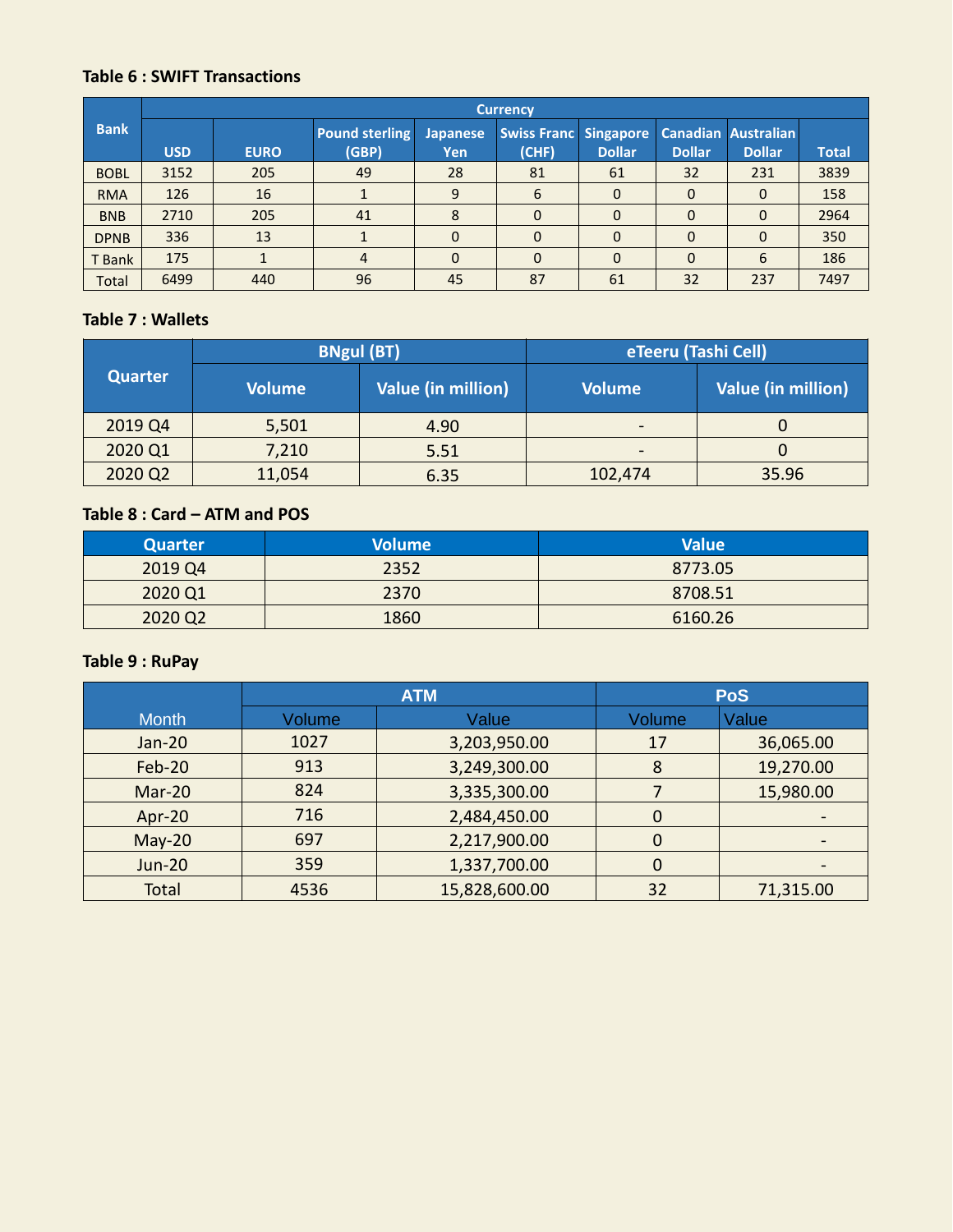**Table 6 : SWIFT Transactions**

| Bank | Currency | | | | | | | | |
|---|---|---|---|---|---|---|---|---|---|
| | USD | EURO | Pound sterling (GBP) | Japanese Yen | Swiss Franc (CHF) | Singapore Dollar | Canadian Dollar | Australian Dollar | Total |
| BOBL | 3152 | 205 | 49 | 28 | 81 | 61 | 32 | 231 | 3839 |
| RMA | 126 | 16 | 1 | 9 | 6 | 0 | 0 | 0 | 158 |
| BNB | 2710 | 205 | 41 | 8 | 0 | 0 | 0 | 0 | 2964 |
| DPNB | 336 | 13 | 1 | 0 | 0 | 0 | 0 | 0 | 350 |
| T Bank | 175 | 1 | 4 | 0 | 0 | 0 | 0 | 6 | 186 |
| Total | 6499 | 440 | 96 | 45 | 87 | 61 | 32 | 237 | 7497 |

**Table 7 : Wallets**

| Quarter | BNgul (BT) | | eTeeru (Tashi Cell) | |
|---|---|---|---|---|
| | Volume | Value (in million) | Volume | Value (in million) |
| 2019 Q4 | 5,501 | 4.90 | - | 0 |
| 2020 Q1 | 7,210 | 5.51 | - | 0 |
| 2020 Q2 | 11,054 | 6.35 | 102,474 | 35.96 |

**Table 8 : Card – ATM and POS**

| Quarter | Volume | Value |
|---|---|---|
| 2019 Q4 | 2352 | 8773.05 |
| 2020 Q1 | 2370 | 8708.51 |
| 2020 Q2 | 1860 | 6160.26 |

**Table 9 : RuPay**

| Month | ATM | | PoS | |
|---|---|---|---|---|
| | Volume | Value | Volume | Value |
| Jan-20 | 1027 | 3,203,950.00 | 17 | 36,065.00 |
| Feb-20 | 913 | 3,249,300.00 | 8 | 19,270.00 |
| Mar-20 | 824 | 3,335,300.00 | 7 | 15,980.00 |
| Apr-20 | 716 | 2,484,450.00 | 0 | - |
| May-20 | 697 | 2,217,900.00 | 0 | - |
| Jun-20 | 359 | 1,337,700.00 | 0 | - |
| Total | 4536 | 15,828,600.00 | 32 | 71,315.00 |